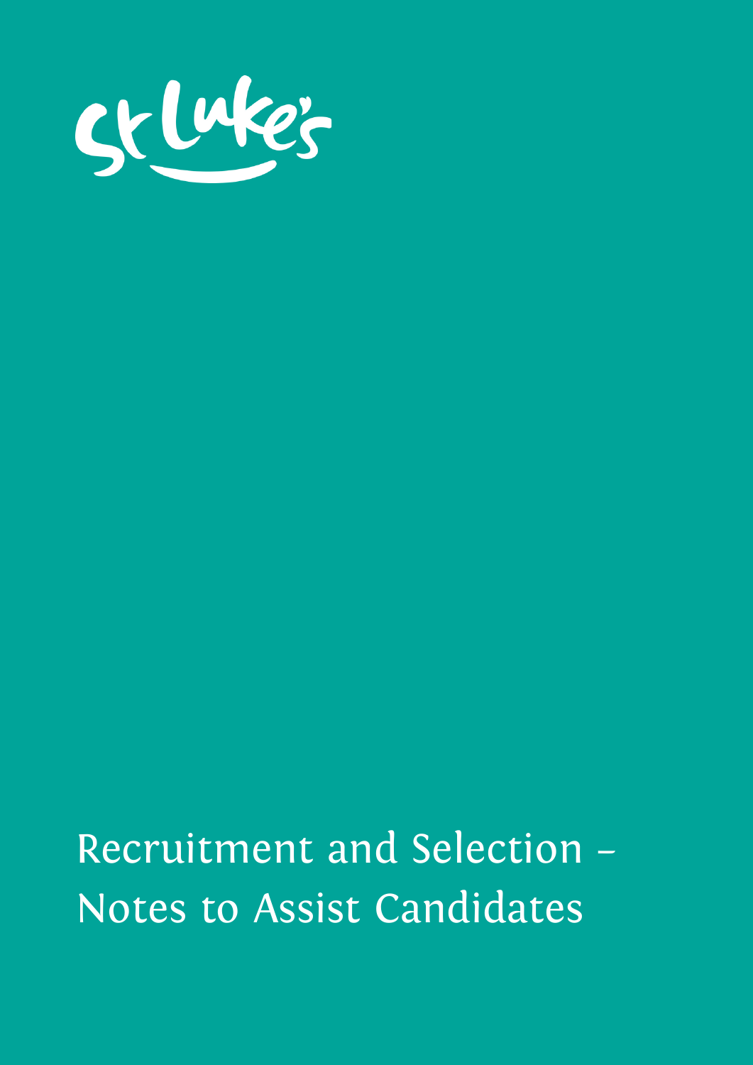St Luke's

# Recruitment and Selection – Notes to Assist Candidates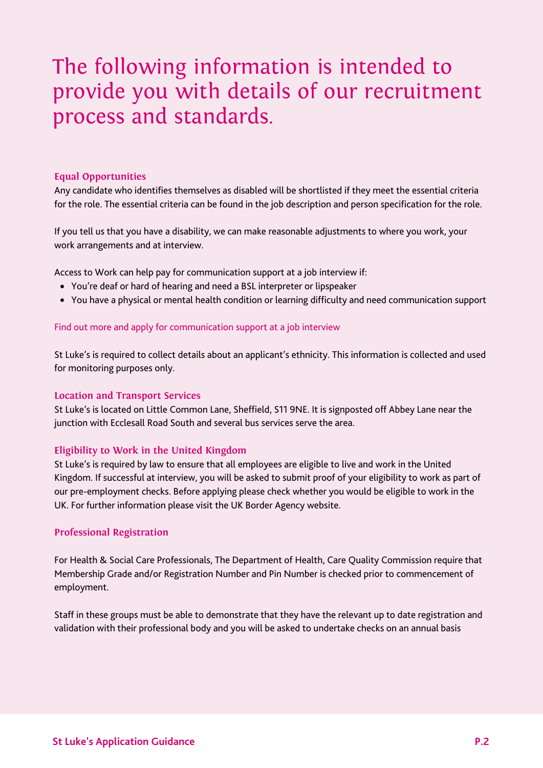# The following information is intended to provide you with details of our recruitment process and standards.

## Equal Opportunities

Any candidate who identifies themselves as disabled will be shortlisted if they meet the essential criteria for the role. The essential criteria can be found in the job description and person specification for the role.

If you tell us that you have a disability, we can make reasonable adjustments to where you work, your work arrangements and at interview.

Access to Work can help pay for communication support at a job interview if:

- You're deaf or hard of hearing and need a BSL interpreter or lipspeaker
- You have a physical or mental health condition or learning difficulty and need communication support

Find out more and apply for communication support at a job interview

St Luke's is required to collect details about an applicant's ethnicity. This information is collected and used for monitoring purposes only.

## Location and Transport Services

St Luke's is located on Little Common Lane, Sheffield, S11 9NE. It is signposted off Abbey Lane near the junction with Ecclesall Road South and several bus services serve the area.

## Eligibility to Work in the United Kingdom

St Luke's is required by law to ensure that all employees are eligible to live and work in the United Kingdom. If successful at interview, you will be asked to submit proof of your eligibility to work as part of our pre-employment checks. Before applying please check whether you would be eligible to work in the UK. For further information please visit the UK Border Agency website.

## Professional Registration

For Health & Social Care Professionals, The Department of Health, Care Quality Commission require that Membership Grade and/or Registration Number and Pin Number is checked prior to commencement of employment.

Staff in these groups must be able to demonstrate that they have the relevant up to date registration and validation with their professional body and you will be asked to undertake checks on an annual basis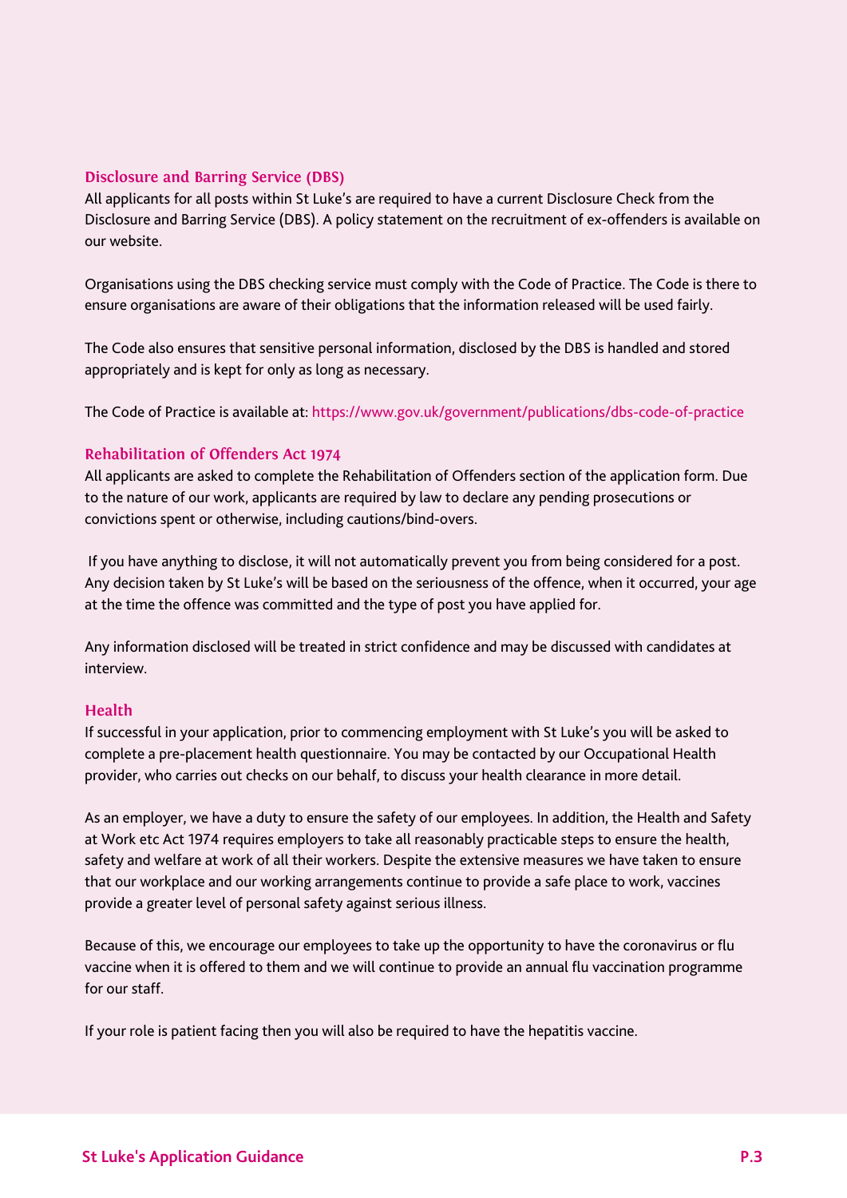## Disclosure and Barring Service (DBS)

All applicants for all posts within St Luke's are required to have a current Disclosure Check from the Disclosure and Barring Service (DBS). A policy statement on the recruitment of ex-offenders is available on our website.

Organisations using the DBS checking service must comply with the Code of Practice. The Code is there to ensure organisations are aware of their obligations that the information released will be used fairly.

The Code also ensures that sensitive personal information, disclosed by the DBS is handled and stored appropriately and is kept for only as long as necessary.

The Code of Practice is available at: https://www.gov.uk/government/publications/dbs-code-of-practice

## Rehabilitation of Offenders Act 1974

All applicants are asked to complete the Rehabilitation of Offenders section of the application form. Due to the nature of our work, applicants are required by law to declare any pending prosecutions or convictions spent or otherwise, including cautions/bind-overs.

If you have anything to disclose, it will not automatically prevent you from being considered for a post. Any decision taken by St Luke's will be based on the seriousness of the offence, when it occurred, your age at the time the offence was committed and the type of post you have applied for.

Any information disclosed will be treated in strict confidence and may be discussed with candidates at interview.

## Health

If successful in your application, prior to commencing employment with St Luke's you will be asked to complete a pre-placement health questionnaire. You may be contacted by our Occupational Health provider, who carries out checks on our behalf, to discuss your health clearance in more detail.

As an employer, we have a duty to ensure the safety of our employees. In addition, the Health and Safety at Work etc Act 1974 requires employers to take all reasonably practicable steps to ensure the health, safety and welfare at work of all their workers. Despite the extensive measures we have taken to ensure that our workplace and our working arrangements continue to provide a safe place to work, vaccines provide a greater level of personal safety against serious illness.

Because of this, we encourage our employees to take up the opportunity to have the coronavirus or flu vaccine when it is offered to them and we will continue to provide an annual flu vaccination programme for our staff.

If your role is patient facing then you will also be required to have the hepatitis vaccine.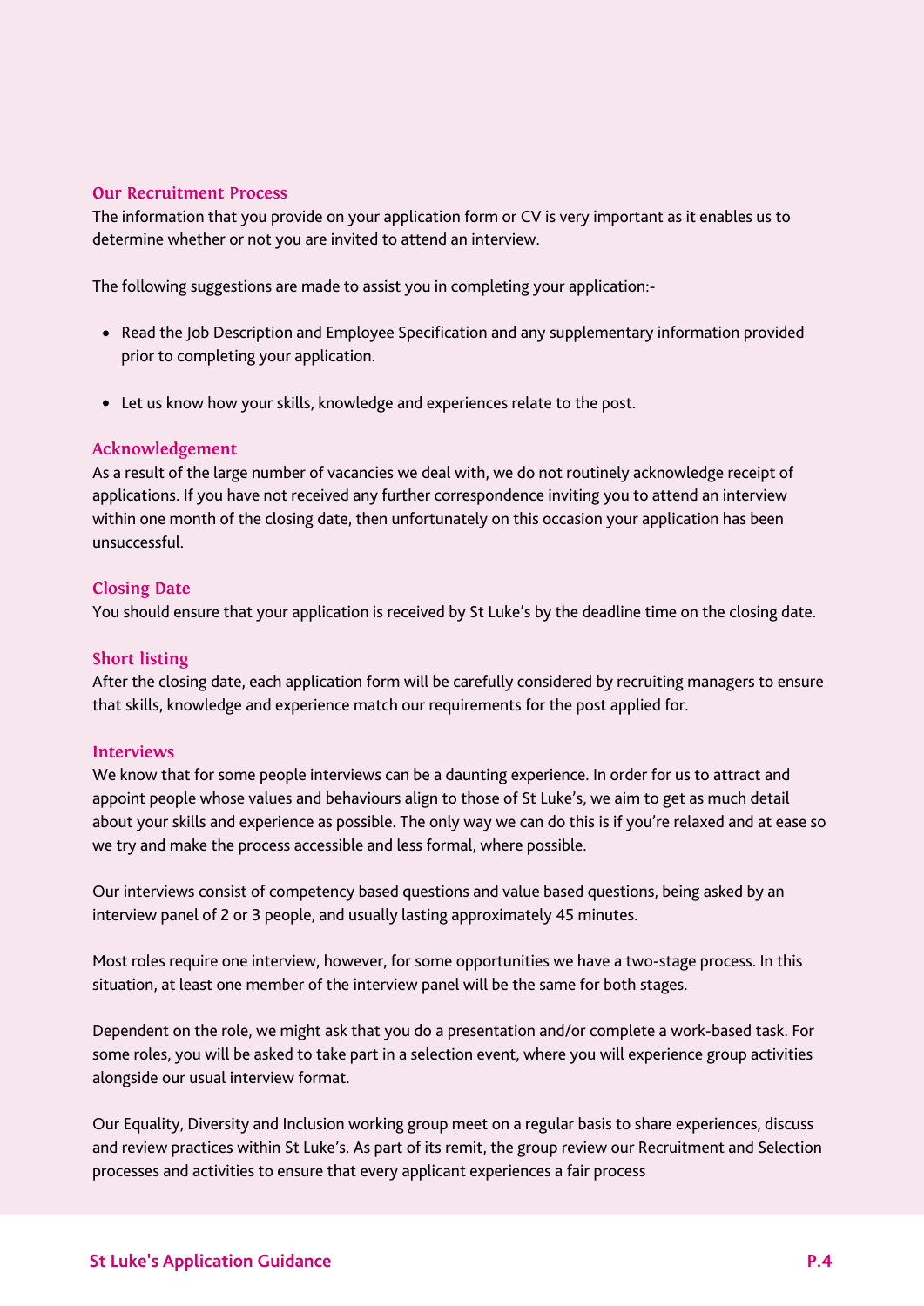## Our Recruitment Process

The information that you provide on your application form or CV is very important as it enables us to determine whether or not you are invited to attend an interview.

The following suggestions are made to assist you in completing your application:-

- Read the Job Description and Employee Specification and any supplementary information provided prior to completing your application.
- Let us know how your skills, knowledge and experiences relate to the post.

## Acknowledgement

As a result of the large number of vacancies we deal with, we do not routinely acknowledge receipt of applications. If you have not received any further correspondence inviting you to attend an interview within one month of the closing date, then unfortunately on this occasion your application has been unsuccessful.

## Closing Date

You should ensure that your application is received by St Luke's by the deadline time on the closing date.

## Short listing

After the closing date, each application form will be carefully considered by recruiting managers to ensure that skills, knowledge and experience match our requirements for the post applied for.

## Interviews

We know that for some people interviews can be a daunting experience. In order for us to attract and appoint people whose values and behaviours align to those of St Luke's, we aim to get as much detail about your skills and experience as possible. The only way we can do this is if you're relaxed and at ease so we try and make the process accessible and less formal, where possible.

Our interviews consist of competency based questions and value based questions, being asked by an interview panel of 2 or 3 people, and usually lasting approximately 45 minutes.

Most roles require one interview, however, for some opportunities we have a two-stage process. In this situation, at least one member of the interview panel will be the same for both stages.

Dependent on the role, we might ask that you do a presentation and/or complete a work-based task. For some roles, you will be asked to take part in a selection event, where you will experience group activities alongside our usual interview format.

Our Equality, Diversity and Inclusion working group meet on a regular basis to share experiences, discuss and review practices within St Luke's. As part of its remit, the group review our Recruitment and Selection processes and activities to ensure that every applicant experiences a fair process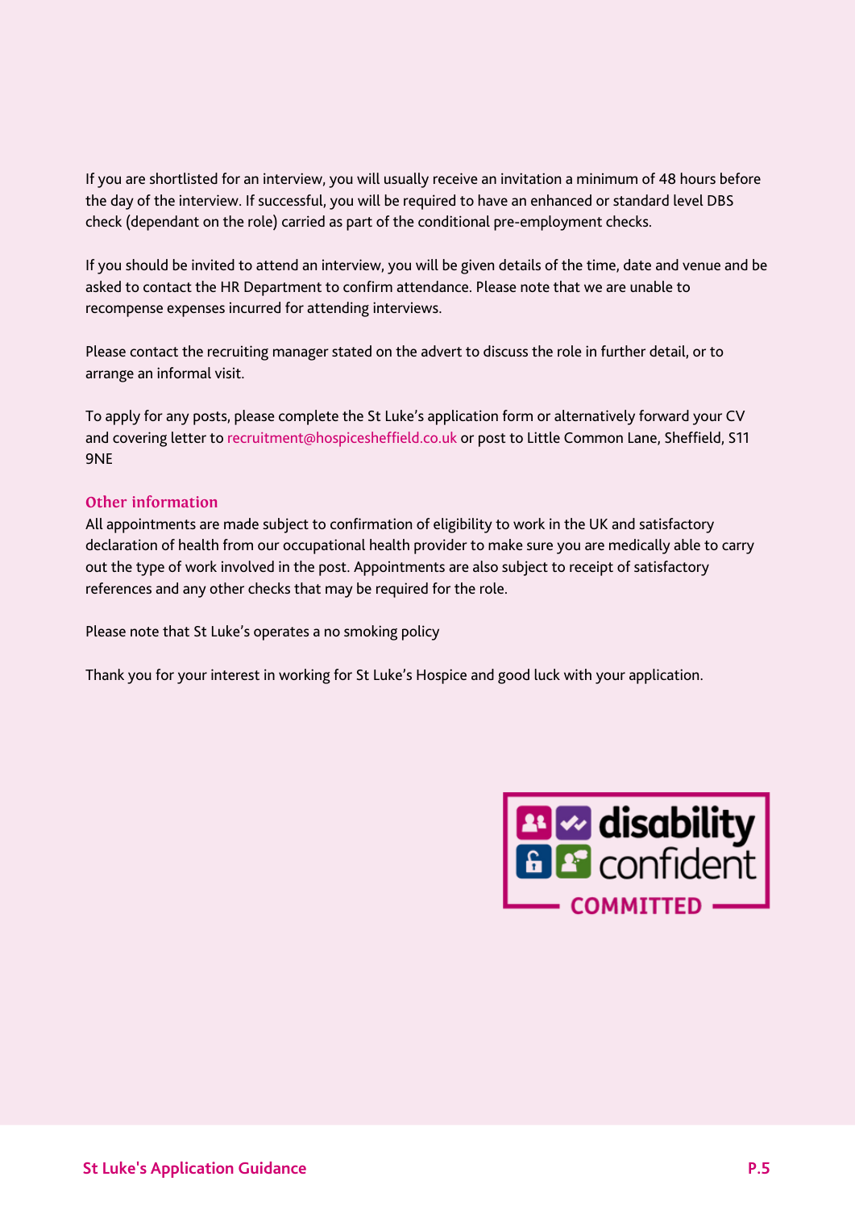If you are shortlisted for an interview, you will usually receive an invitation a minimum of 48 hours before the day of the interview. If successful, you will be required to have an enhanced or standard level DBS check (dependant on the role) carried as part of the conditional pre-employment checks.

If you should be invited to attend an interview, you will be given details of the time, date and venue and be asked to contact the HR Department to confirm attendance. Please note that we are unable to recompense expenses incurred for attending interviews.

Please contact the recruiting manager stated on the advert to discuss the role in further detail, or to arrange an informal visit.

To apply for any posts, please complete the St Luke's application form or alternatively forward your CV and covering letter to recruitment@hospicesheffield.co.uk or post to Little Common Lane, Sheffield, S11 9NE

## Other information

All appointments are made subject to confirmation of eligibility to work in the UK and satisfactory declaration of health from our occupational health provider to make sure you are medically able to carry out the type of work involved in the post. Appointments are also subject to receipt of satisfactory references and any other checks that may be required for the role.

Please note that St Luke's operates a no smoking policy

Thank you for your interest in working for St Luke's Hospice and good luck with your application.

disability confident COMMITTED